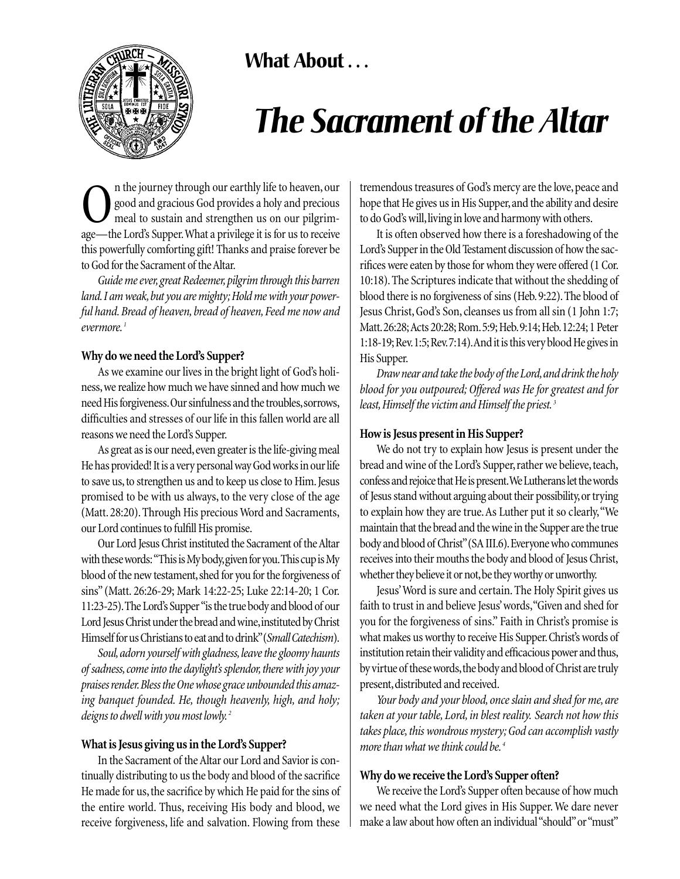## What About . . .

# *The Sacrament of the Altar*

On the journey through our earthly life to heaven, our good and gracious God provides a holy and precious meal to sustain and strengthen us on our pilgrimage—the Lord's Supper. What a privilege it is for us to receive this powerfully comforting gift! Thanks and praise forever be to God for the Sacrament of the Altar.

*Guide me ever, great Redeemer, pilgrim through this barren land. I am weak, but you are mighty; Hold me with your powerful hand. Bread of heaven, bread of heaven, Feed me now and evermore.* [1]

**Why do we need the Lord's Supper?**

As we examine our lives in the bright light of God's holiness, we realize how much we have sinned and how much we need His forgiveness. Our sinfulness and the troubles, sorrows, difficulties and stresses of our life in this fallen world are all reasons we need the Lord's Supper.

As great as is our need, even greater is the life-giving meal He has provided! It is a very personal way God works in our life to save us, to strengthen us and to keep us close to Him. Jesus promised to be with us always, to the very close of the age (Matt. 28:20). Through His precious Word and Sacraments, our Lord continues to fulfill His promise.

Our Lord Jesus Christ instituted the Sacrament of the Altar with these words: "This is My body, given for you. This cup is My blood of the new testament, shed for you for the forgiveness of sins" (Matt. 26:26-29; Mark 14:22-25; Luke 22:14-20; 1 Cor. 11:23-25). The Lord's Supper "is the true body and blood of our Lord Jesus Christ under the bread and wine, instituted by Christ Himself for us Christians to eat and to drink" (*Small Catechism*).

*Soul, adorn yourself with gladness, leave the gloomy haunts of sadness, come into the daylight's splendor, there with joy your praises render. Bless the One whose grace unbounded this amazing banquet founded. He, though heavenly, high, and holy; deigns to dwell with you most lowly.* [2]

**What is Jesus giving us in the Lord's Supper?**

In the Sacrament of the Altar our Lord and Savior is continually distributing to us the body and blood of the sacrifice He made for us, the sacrifice by which He paid for the sins of the entire world. Thus, receiving His body and blood, we receive forgiveness, life and salvation. Flowing from these tremendous treasures of God's mercy are the love, peace and hope that He gives us in His Supper, and the ability and desire to do God's will, living in love and harmony with others.

It is often observed how there is a foreshadowing of the Lord's Supper in the Old Testament discussion of how the sacrifices were eaten by those for whom they were offered (1 Cor. 10:18). The Scriptures indicate that without the shedding of blood there is no forgiveness of sins (Heb. 9:22). The blood of Jesus Christ, God's Son, cleanses us from all sin (1 John 1:7; Matt. 26:28; Acts 20:28; Rom. 5:9; Heb. 9:14; Heb. 12:24; 1 Peter 1:18-19; Rev. 1:5; Rev. 7:14). And it is this very blood He gives in His Supper.

*Draw near and take the body of the Lord, and drink the holy blood for you outpoured; Offered was He for greatest and for least, Himself the victim and Himself the priest.* [3]

**How is Jesus present in His Supper?**

We do not try to explain how Jesus is present under the bread and wine of the Lord's Supper, rather we believe, teach, confess and rejoice that He is present. We Lutherans let the words of Jesus stand without arguing about their possibility, or trying to explain how they are true. As Luther put it so clearly, "We maintain that the bread and the wine in the Supper are the true body and blood of Christ" (SA III.6). Everyone who communes receives into their mouths the body and blood of Jesus Christ, whether they believe it or not, be they worthy or unworthy.

Jesus' Word is sure and certain. The Holy Spirit gives us faith to trust in and believe Jesus' words, "Given and shed for you for the forgiveness of sins." Faith in Christ's promise is what makes us worthy to receive His Supper. Christ's words of institution retain their validity and efficacious power and thus, by virtue of these words, the body and blood of Christ are truly present, distributed and received.

*Your body and your blood, once slain and shed for me, are taken at your table, Lord, in blest reality. Search not how this takes place, this wondrous mystery; God can accomplish vastly more than what we think could be.* [4]

**Why do we receive the Lord's Supper often?**

We receive the Lord's Supper often because of how much we need what the Lord gives in His Supper. We dare never make a law about how often an individual "should" or "must"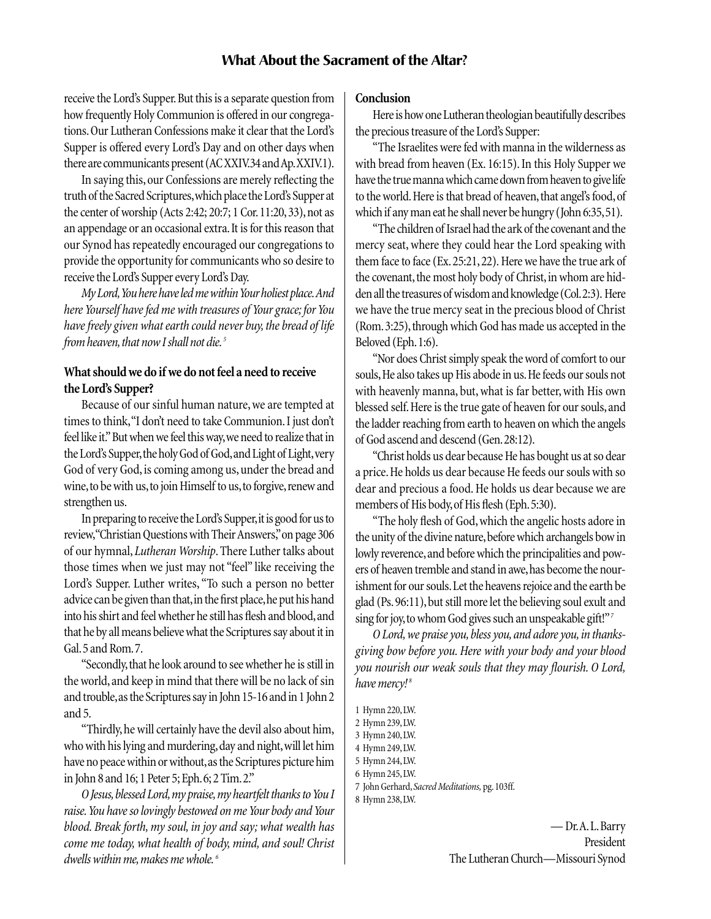receive the Lord's Supper. But this is a separate question from how frequently Holy Communion is offered in our congregations. Our Lutheran Confessions make it clear that the Lord's Supper is offered every Lord's Day and on other days when there are communicants present (AC XXIV.34 and Ap. XXIV.1).

In saying this, our Confessions are merely reflecting the truth of the Sacred Scriptures, which place the Lord's Supper at the center of worship (Acts 2:42; 20:7; 1 Cor. 11:20, 33), not as an appendage or an occasional extra. It is for this reason that our Synod has repeatedly encouraged our congregations to provide the opportunity for communicants who so desire to receive the Lord's Supper every Lord's Day.

*My Lord, You here have led me within Your holiest place. And here Yourself have fed me with treasures of Your grace; for You have freely given what earth could never buy, the bread of life from heaven, that now I shall not die.* [5]

**What should we do if we do not feel a need to receive the Lord's Supper?**

Because of our sinful human nature, we are tempted at times to think, "I don't need to take Communion. I just don't feel like it." But when we feel this way, we need to realize that in the Lord's Supper, the holy God of God, and Light of Light, very God of very God, is coming among us, under the bread and wine, to be with us, to join Himself to us, to forgive, renew and strengthen us.

In preparing to receive the Lord's Supper, it is good for us to review, "Christian Questions with Their Answers," on page 306 of our hymnal, *Lutheran Worship*. There Luther talks about those times when we just may not "feel" like receiving the Lord's Supper. Luther writes, "To such a person no better advice can be given than that, in the first place, he put his hand into his shirt and feel whether he still has flesh and blood, and that he by all means believe what the Scriptures say about it in Gal. 5 and Rom. 7.

"Secondly, that he look around to see whether he is still in the world, and keep in mind that there will be no lack of sin and trouble, as the Scriptures say in John 15-16 and in 1 John 2 and 5.

"Thirdly, he will certainly have the devil also about him, who with his lying and murdering, day and night, will let him have no peace within or without, as the Scriptures picture him in John 8 and 16; 1 Peter 5; Eph. 6; 2 Tim. 2."

*O Jesus, blessed Lord, my praise, my heartfelt thanks to You I raise. You have so lovingly bestowed on me Your body and Your blood. Break forth, my soul, in joy and say; what wealth has come me today, what health of body, mind, and soul! Christ dwells within me, makes me whole.* [6]

**Conclusion**

Here is how one Lutheran theologian beautifully describes the precious treasure of the Lord's Supper:

"The Israelites were fed with manna in the wilderness as with bread from heaven (Ex. 16:15). In this Holy Supper we have the true manna which came down from heaven to give life to the world. Here is that bread of heaven, that angel's food, of which if any man eat he shall never be hungry (John 6:35, 51).

"The children of Israel had the ark of the covenant and the mercy seat, where they could hear the Lord speaking with them face to face (Ex. 25:21, 22). Here we have the true ark of the covenant, the most holy body of Christ, in whom are hidden all the treasures of wisdom and knowledge (Col. 2:3). Here we have the true mercy seat in the precious blood of Christ (Rom. 3:25), through which God has made us accepted in the Beloved (Eph. 1:6).

"Nor does Christ simply speak the word of comfort to our souls, He also takes up His abode in us. He feeds our souls not with heavenly manna, but, what is far better, with His own blessed self. Here is the true gate of heaven for our souls, and the ladder reaching from earth to heaven on which the angels of God ascend and descend (Gen. 28:12).

"Christ holds us dear because He has bought us at so dear a price. He holds us dear because He feeds our souls with so dear and precious a food. He holds us dear because we are members of His body, of His flesh (Eph. 5:30).

"The holy flesh of God, which the angelic hosts adore in the unity of the divine nature, before which archangels bow in lowly reverence, and before which the principalities and powers of heaven tremble and stand in awe, has become the nourishment for our souls. Let the heavens rejoice and the earth be glad (Ps. 96:11), but still more let the believing soul exult and sing for joy, to whom God gives such an unspeakable gift!" [7]

*O Lord, we praise you, bless you, and adore you, in thanksgiving bow before you. Here with your body and your blood you nourish our weak souls that they may flourish. O Lord, have mercy!* [8]

1 Hymn 220, LW.
2 Hymn 239, LW.
3 Hymn 240, LW.
4 Hymn 249, LW.
5 Hymn 244, LW.
6 Hymn 245, LW.
7 John Gerhard, *Sacred Meditations,* pg. 103ff.
8 Hymn 238, LW.

— Dr. A. L. Barry
President
The Lutheran Church—Missouri Synod